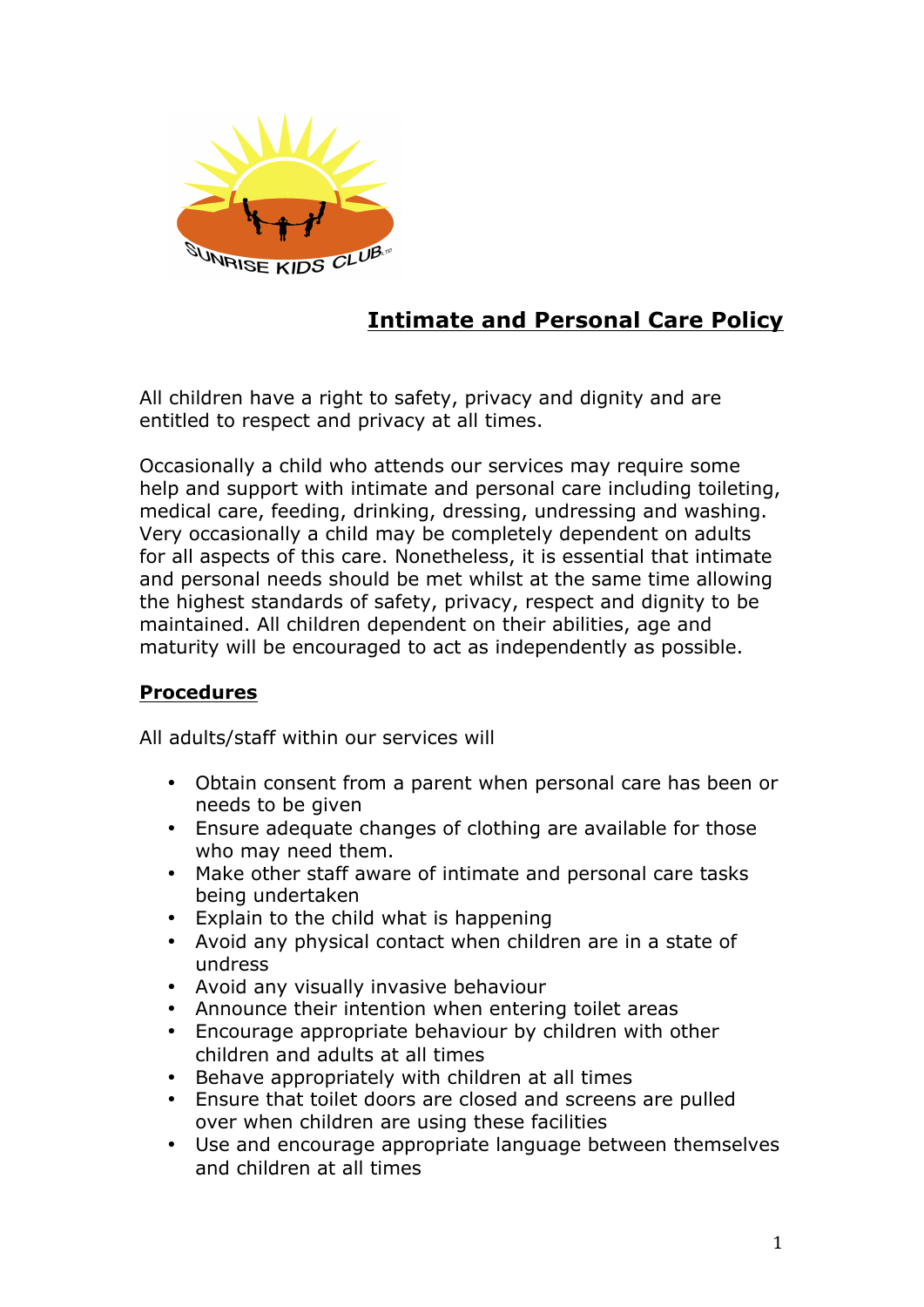# Intimate and Personal Care Policy

All children have a right to safety, privacy and dignity and are entitled to respect and privacy at all times.

Occasionally a child who attends our services may require some help and support with intimate and personal care including toileting, medical care, feeding, drinking, dressing, undressing and washing. Very occasionally a child may be completely dependent on adults for all aspects of this care. Nonetheless, it is essential that intimate and personal needs should be met whilst at the same time allowing the highest standards of safety, privacy, respect and dignity to be maintained. All children dependent on their abilities, age and maturity will be encouraged to act as independently as possible.

## Procedures

All adults/staff within our services will

- Obtain consent from a parent when personal care has been or needs to be given
- Ensure adequate changes of clothing are available for those who may need them.
- Make other staff aware of intimate and personal care tasks being undertaken
- Explain to the child what is happening
- Avoid any physical contact when children are in a state of undress
- Avoid any visually invasive behaviour
- Announce their intention when entering toilet areas
- Encourage appropriate behaviour by children with other children and adults at all times
- Behave appropriately with children at all times
- Ensure that toilet doors are closed and screens are pulled over when children are using these facilities
- Use and encourage appropriate language between themselves and children at all times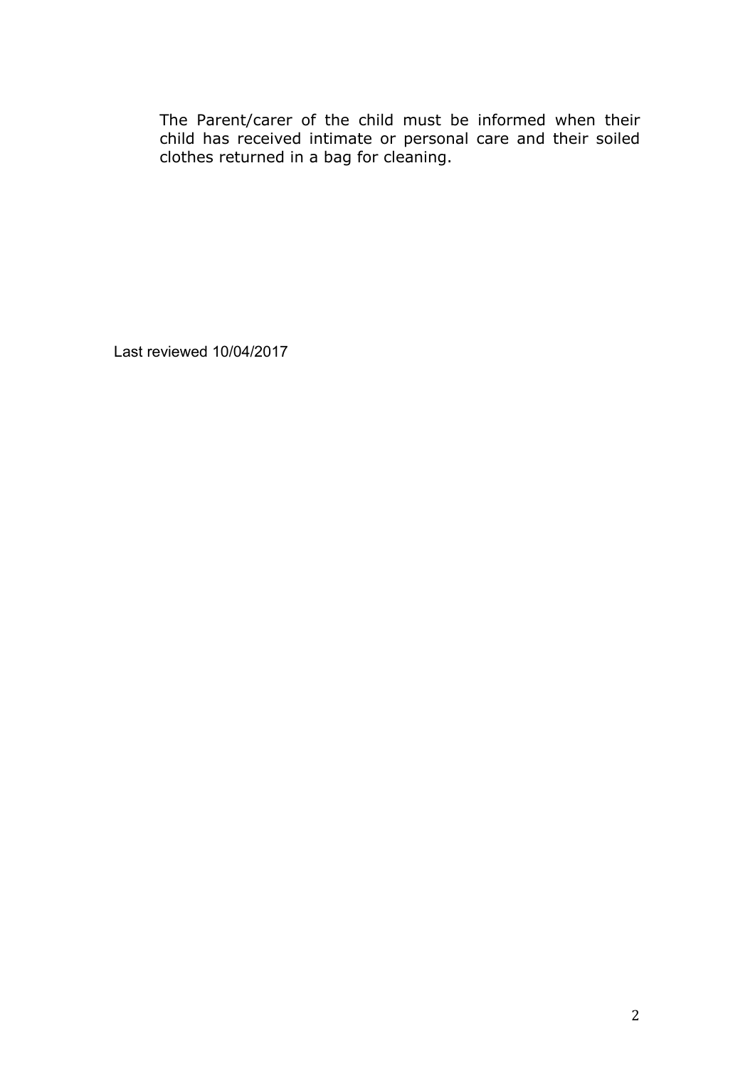The Parent/carer of the child must be informed when their child has received intimate or personal care and their soiled clothes returned in a bag for cleaning.

Last reviewed 10/04/2017